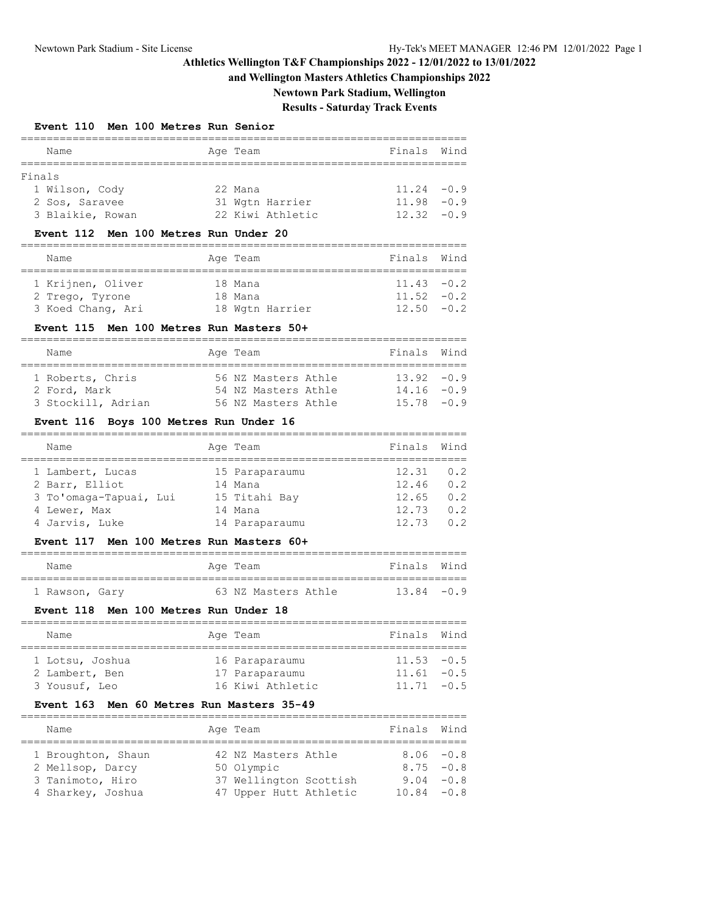# Athletics Wellington T&F Championships 2022 - 12/01/2022 to 13/01/2022

## and Wellington Masters Athletics Championships 2022

## Newtown Park Stadium, Wellington

## Results - Saturday Track Events

### Event 110 Men 100 Metres Run Senior

Finals

| Place | Name | Age | Team | Finals | Wind |
|---|---|---|---|---|---|
| 1 | Wilson, Cody | 22 | Mana | 11.24 | -0.9 |
| 2 | Sos, Saravee | 31 | Wgtn Harrier | 11.98 | -0.9 |
| 3 | Blaikie, Rowan | 22 | Kiwi Athletic | 12.32 | -0.9 |

### Event 112 Men 100 Metres Run Under 20

| Place | Name | Age | Team | Finals | Wind |
|---|---|---|---|---|---|
| 1 | Krijnen, Oliver | 18 | Mana | 11.43 | -0.2 |
| 2 | Trego, Tyrone | 18 | Mana | 11.52 | -0.2 |
| 3 | Koed Chang, Ari | 18 | Wgtn Harrier | 12.50 | -0.2 |

### Event 115 Men 100 Metres Run Masters 50+

| Place | Name | Age | Team | Finals | Wind |
|---|---|---|---|---|---|
| 1 | Roberts, Chris | 56 | NZ Masters Athle | 13.92 | -0.9 |
| 2 | Ford, Mark | 54 | NZ Masters Athle | 14.16 | -0.9 |
| 3 | Stockill, Adrian | 56 | NZ Masters Athle | 15.78 | -0.9 |

### Event 116 Boys 100 Metres Run Under 16

| Place | Name | Age | Team | Finals | Wind |
|---|---|---|---|---|---|
| 1 | Lambert, Lucas | 15 | Paraparaumu | 12.31 | 0.2 |
| 2 | Barr, Elliot | 14 | Mana | 12.46 | 0.2 |
| 3 | To'omaga-Tapuai, Lui | 15 | Titahi Bay | 12.65 | 0.2 |
| 4 | Lewer, Max | 14 | Mana | 12.73 | 0.2 |
| 4 | Jarvis, Luke | 14 | Paraparaumu | 12.73 | 0.2 |

### Event 117 Men 100 Metres Run Masters 60+

| Place | Name | Age | Team | Finals | Wind |
|---|---|---|---|---|---|
| 1 | Rawson, Gary | 63 | NZ Masters Athle | 13.84 | -0.9 |

### Event 118 Men 100 Metres Run Under 18

| Place | Name | Age | Team | Finals | Wind |
|---|---|---|---|---|---|
| 1 | Lotsu, Joshua | 16 | Paraparaumu | 11.53 | -0.5 |
| 2 | Lambert, Ben | 17 | Paraparaumu | 11.61 | -0.5 |
| 3 | Yousuf, Leo | 16 | Kiwi Athletic | 11.71 | -0.5 |

### Event 163 Men 60 Metres Run Masters 35-49

| Place | Name | Age | Team | Finals | Wind |
|---|---|---|---|---|---|
| 1 | Broughton, Shaun | 42 | NZ Masters Athle | 8.06 | -0.8 |
| 2 | Mellsop, Darcy | 50 | Olympic | 8.75 | -0.8 |
| 3 | Tanimoto, Hiro | 37 | Wellington Scottish | 9.04 | -0.8 |
| 4 | Sharkey, Joshua | 47 | Upper Hutt Athletic | 10.84 | -0.8 |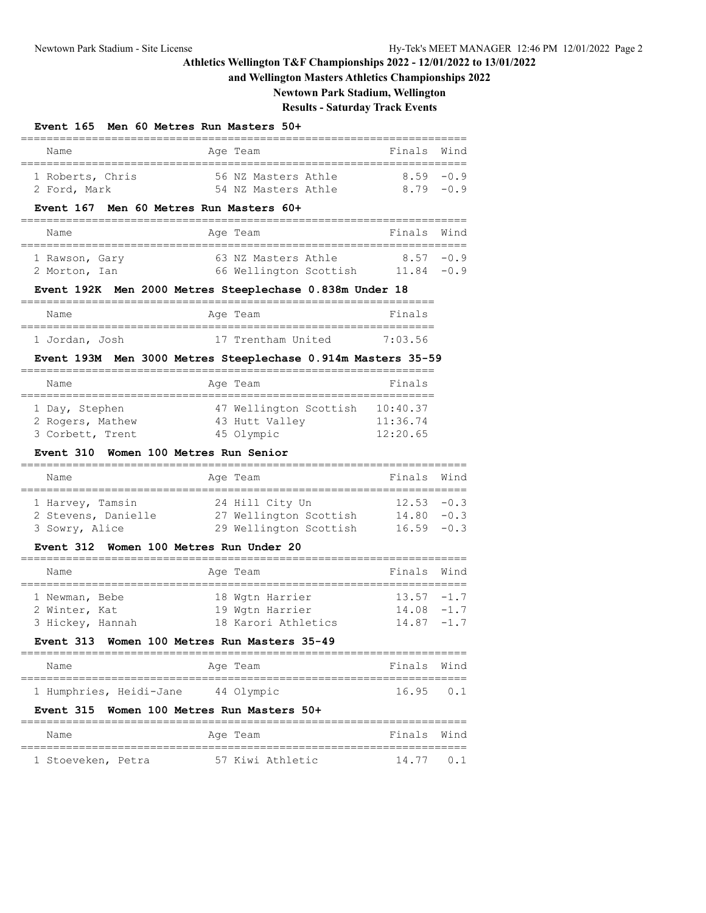# Athletics Wellington T&F Championships 2022 - 12/01/2022 to 13/01/2022

## and Wellington Masters Athletics Championships 2022

## Newtown Park Stadium, Wellington

## Results - Saturday Track Events

### Event 165 Men 60 Metres Run Masters 50+

| Name | Age | Team | Finals | Wind |
|---|---|---|---|---|
| 1 Roberts, Chris | 56 | NZ Masters Athle | 8.59 | -0.9 |
| 2 Ford, Mark | 54 | NZ Masters Athle | 8.79 | -0.9 |

### Event 167 Men 60 Metres Run Masters 60+

| Name | Age | Team | Finals | Wind |
|---|---|---|---|---|
| 1 Rawson, Gary | 63 | NZ Masters Athle | 8.57 | -0.9 |
| 2 Morton, Ian | 66 | Wellington Scottish | 11.84 | -0.9 |

### Event 192K Men 2000 Metres Steeplechase 0.838m Under 18

| Name | Age | Team | Finals |
|---|---|---|---|
| 1 Jordan, Josh | 17 | Trentham United | 7:03.56 |

### Event 193M Men 3000 Metres Steeplechase 0.914m Masters 35-59

| Name | Age | Team | Finals |
|---|---|---|---|
| 1 Day, Stephen | 47 | Wellington Scottish | 10:40.37 |
| 2 Rogers, Mathew | 43 | Hutt Valley | 11:36.74 |
| 3 Corbett, Trent | 45 | Olympic | 12:20.65 |

### Event 310 Women 100 Metres Run Senior

| Name | Age | Team | Finals | Wind |
|---|---|---|---|---|
| 1 Harvey, Tamsin | 24 | Hill City Un | 12.53 | -0.3 |
| 2 Stevens, Danielle | 27 | Wellington Scottish | 14.80 | -0.3 |
| 3 Sowry, Alice | 29 | Wellington Scottish | 16.59 | -0.3 |

### Event 312 Women 100 Metres Run Under 20

| Name | Age | Team | Finals | Wind |
|---|---|---|---|---|
| 1 Newman, Bebe | 18 | Wgtn Harrier | 13.57 | -1.7 |
| 2 Winter, Kat | 19 | Wgtn Harrier | 14.08 | -1.7 |
| 3 Hickey, Hannah | 18 | Karori Athletics | 14.87 | -1.7 |

### Event 313 Women 100 Metres Run Masters 35-49

| Name | Age | Team | Finals | Wind |
|---|---|---|---|---|
| 1 Humphries, Heidi-Jane | 44 | Olympic | 16.95 | 0.1 |

### Event 315 Women 100 Metres Run Masters 50+

| Name | Age | Team | Finals | Wind |
|---|---|---|---|---|
| 1 Stoeveken, Petra | 57 | Kiwi Athletic | 14.77 | 0.1 |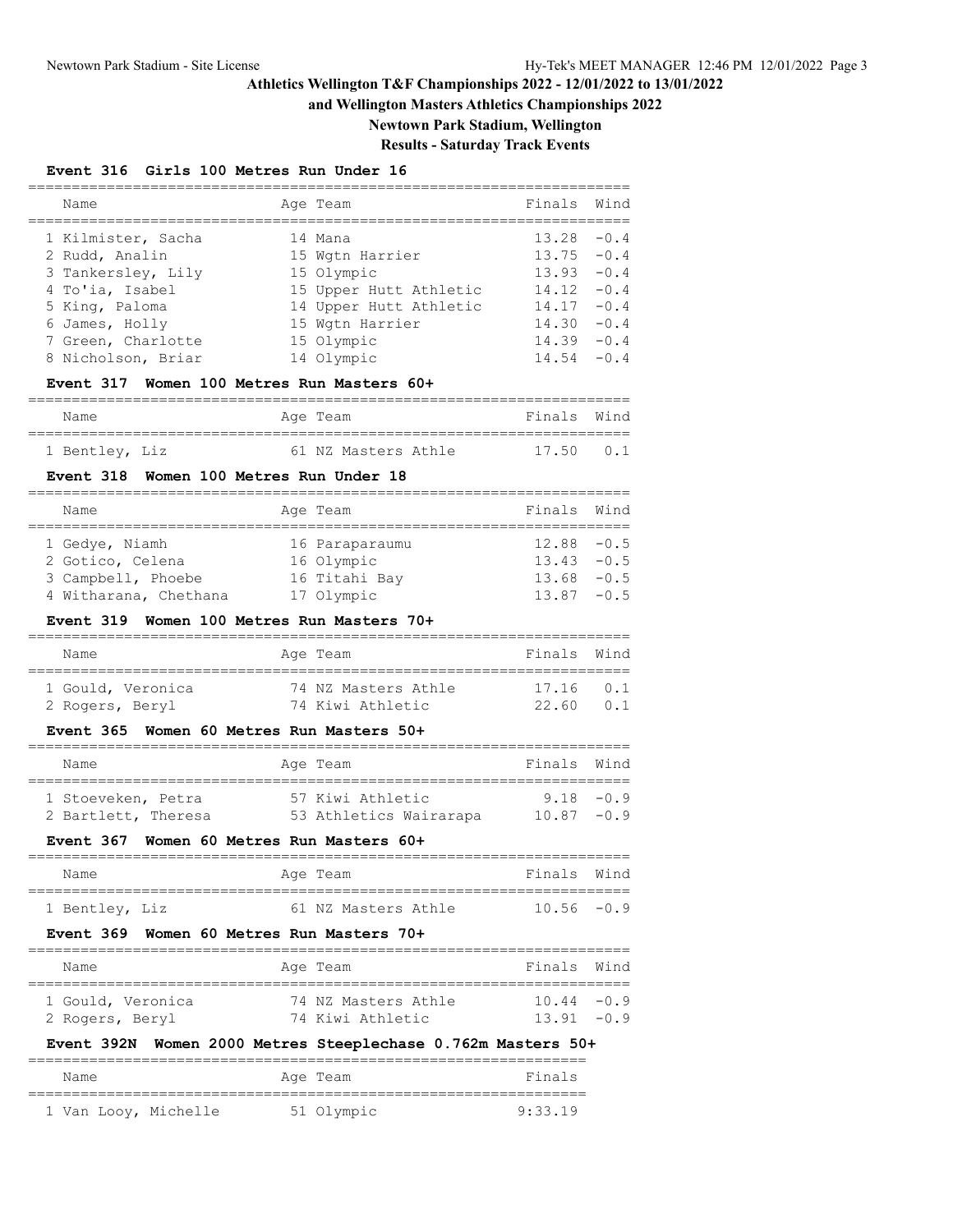# Athletics Wellington T&F Championships 2022 - 12/01/2022 to 13/01/2022

## and Wellington Masters Athletics Championships 2022

## Newtown Park Stadium, Wellington

## Results - Saturday Track Events

### Event 316 Girls 100 Metres Run Under 16

| Name | Age | Team | Finals | Wind |
|---|---|---|---|---|
| 1 Kilmister, Sacha | 14 | Mana | 13.28 | -0.4 |
| 2 Rudd, Analin | 15 | Wgtn Harrier | 13.75 | -0.4 |
| 3 Tankersley, Lily | 15 | Olympic | 13.93 | -0.4 |
| 4 To'ia, Isabel | 15 | Upper Hutt Athletic | 14.12 | -0.4 |
| 5 King, Paloma | 14 | Upper Hutt Athletic | 14.17 | -0.4 |
| 6 James, Holly | 15 | Wgtn Harrier | 14.30 | -0.4 |
| 7 Green, Charlotte | 15 | Olympic | 14.39 | -0.4 |
| 8 Nicholson, Briar | 14 | Olympic | 14.54 | -0.4 |

### Event 317 Women 100 Metres Run Masters 60+

| Name | Age | Team | Finals | Wind |
|---|---|---|---|---|
| 1 Bentley, Liz | 61 | NZ Masters Athle | 17.50 | 0.1 |

### Event 318 Women 100 Metres Run Under 18

| Name | Age | Team | Finals | Wind |
|---|---|---|---|---|
| 1 Gedye, Niamh | 16 | Paraparaumu | 12.88 | -0.5 |
| 2 Gotico, Celena | 16 | Olympic | 13.43 | -0.5 |
| 3 Campbell, Phoebe | 16 | Titahi Bay | 13.68 | -0.5 |
| 4 Witharana, Chethana | 17 | Olympic | 13.87 | -0.5 |

### Event 319 Women 100 Metres Run Masters 70+

| Name | Age | Team | Finals | Wind |
|---|---|---|---|---|
| 1 Gould, Veronica | 74 | NZ Masters Athle | 17.16 | 0.1 |
| 2 Rogers, Beryl | 74 | Kiwi Athletic | 22.60 | 0.1 |

### Event 365 Women 60 Metres Run Masters 50+

| Name | Age | Team | Finals | Wind |
|---|---|---|---|---|
| 1 Stoeveken, Petra | 57 | Kiwi Athletic | 9.18 | -0.9 |
| 2 Bartlett, Theresa | 53 | Athletics Wairarapa | 10.87 | -0.9 |

### Event 367 Women 60 Metres Run Masters 60+

| Name | Age | Team | Finals | Wind |
|---|---|---|---|---|
| 1 Bentley, Liz | 61 | NZ Masters Athle | 10.56 | -0.9 |

### Event 369 Women 60 Metres Run Masters 70+

| Name | Age | Team | Finals | Wind |
|---|---|---|---|---|
| 1 Gould, Veronica | 74 | NZ Masters Athle | 10.44 | -0.9 |
| 2 Rogers, Beryl | 74 | Kiwi Athletic | 13.91 | -0.9 |

### Event 392N Women 2000 Metres Steeplechase 0.762m Masters 50+

| Name | Age | Team | Finals |
|---|---|---|---|
| 1 Van Looy, Michelle | 51 | Olympic | 9:33.19 |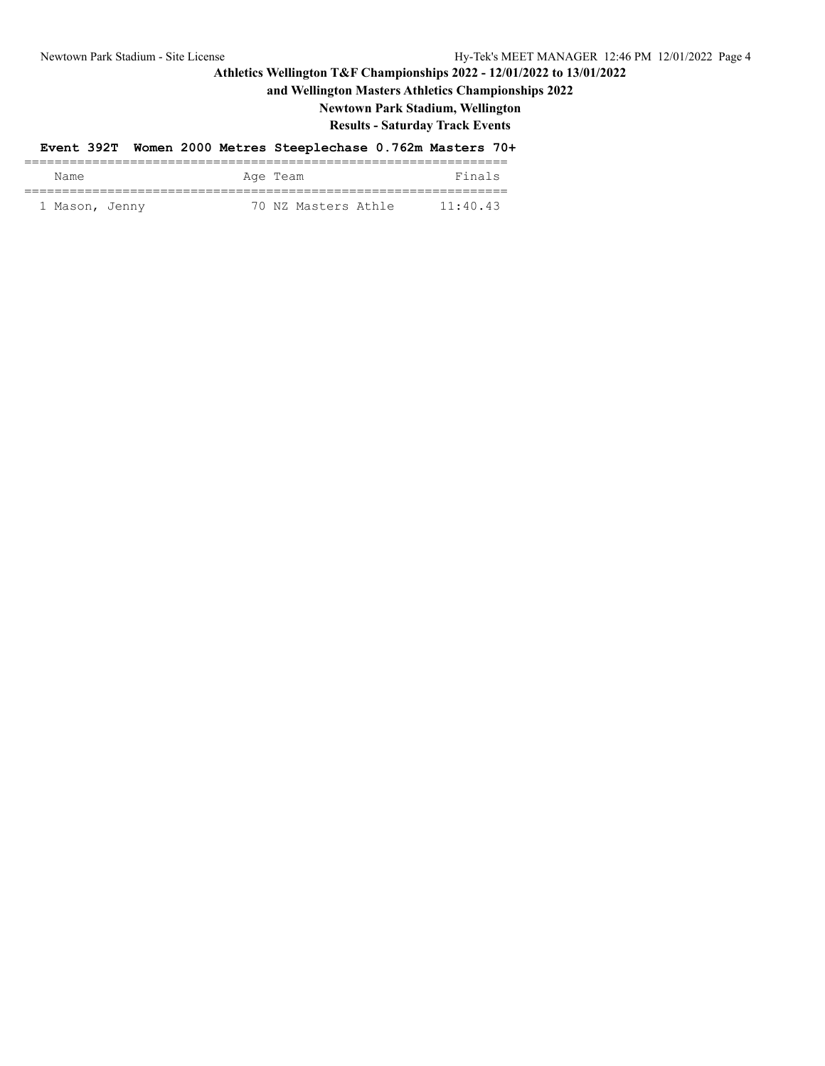## Athletics Wellington T&F Championships 2022 - 12/01/2022 to 13/01/2022

## and Wellington Masters Athletics Championships 2022

### Newtown Park Stadium, Wellington

### Results - Saturday Track Events

**Event 392T Women 2000 Metres Steeplechase 0.762m Masters 70+**

| | Name | Age | Team | Finals |
|---|---|---|---|---|
| 1 | Mason, Jenny | 70 | NZ Masters Athle | 11:40.43 |